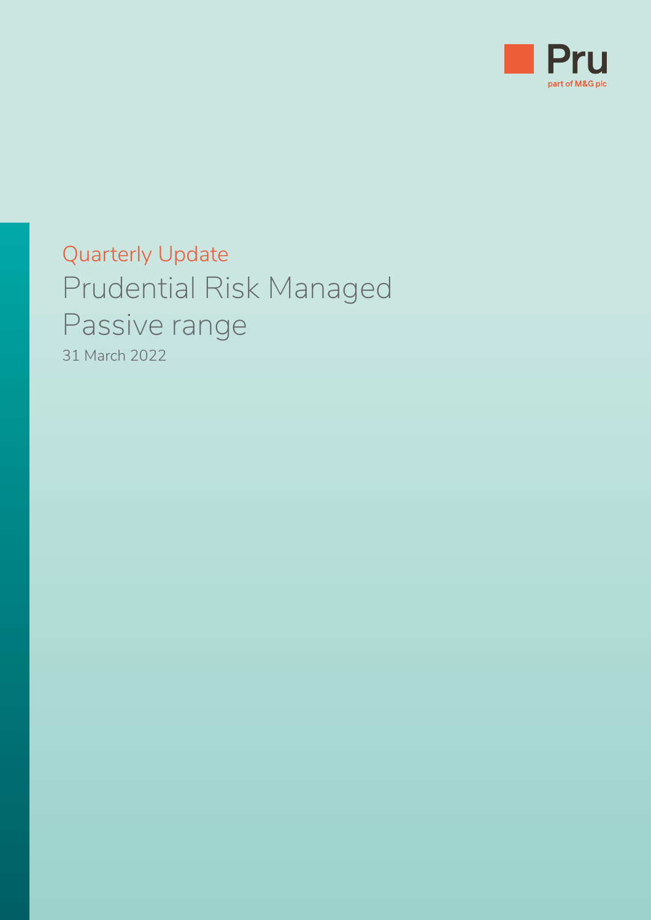Pru

part of M&G plc

Quarterly Update

# Prudential Risk Managed Passive range

31 March 2022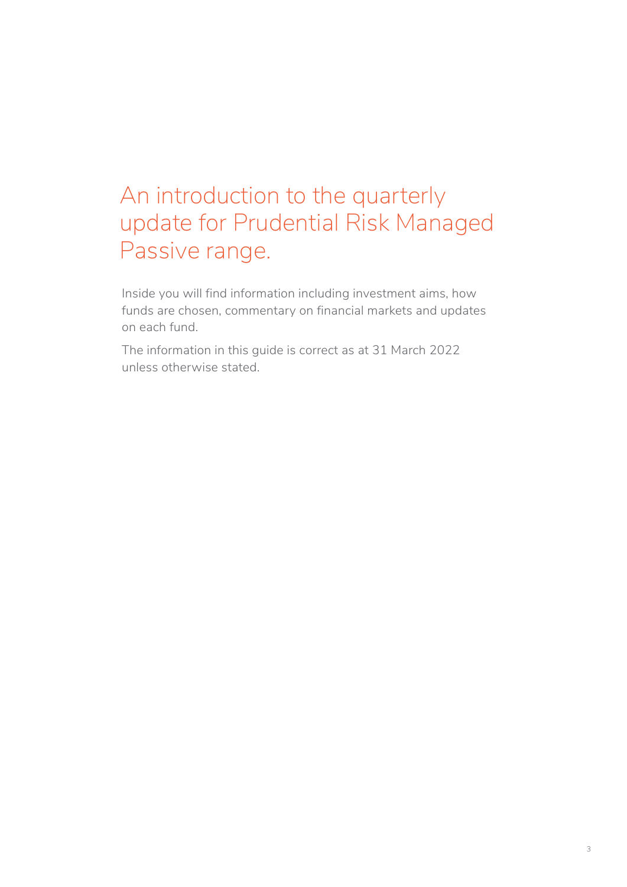# An introduction to the quarterly update for Prudential Risk Managed Passive range.

Inside you will find information including investment aims, how funds are chosen, commentary on financial markets and updates on each fund.

The information in this guide is correct as at 31 March 2022 unless otherwise stated.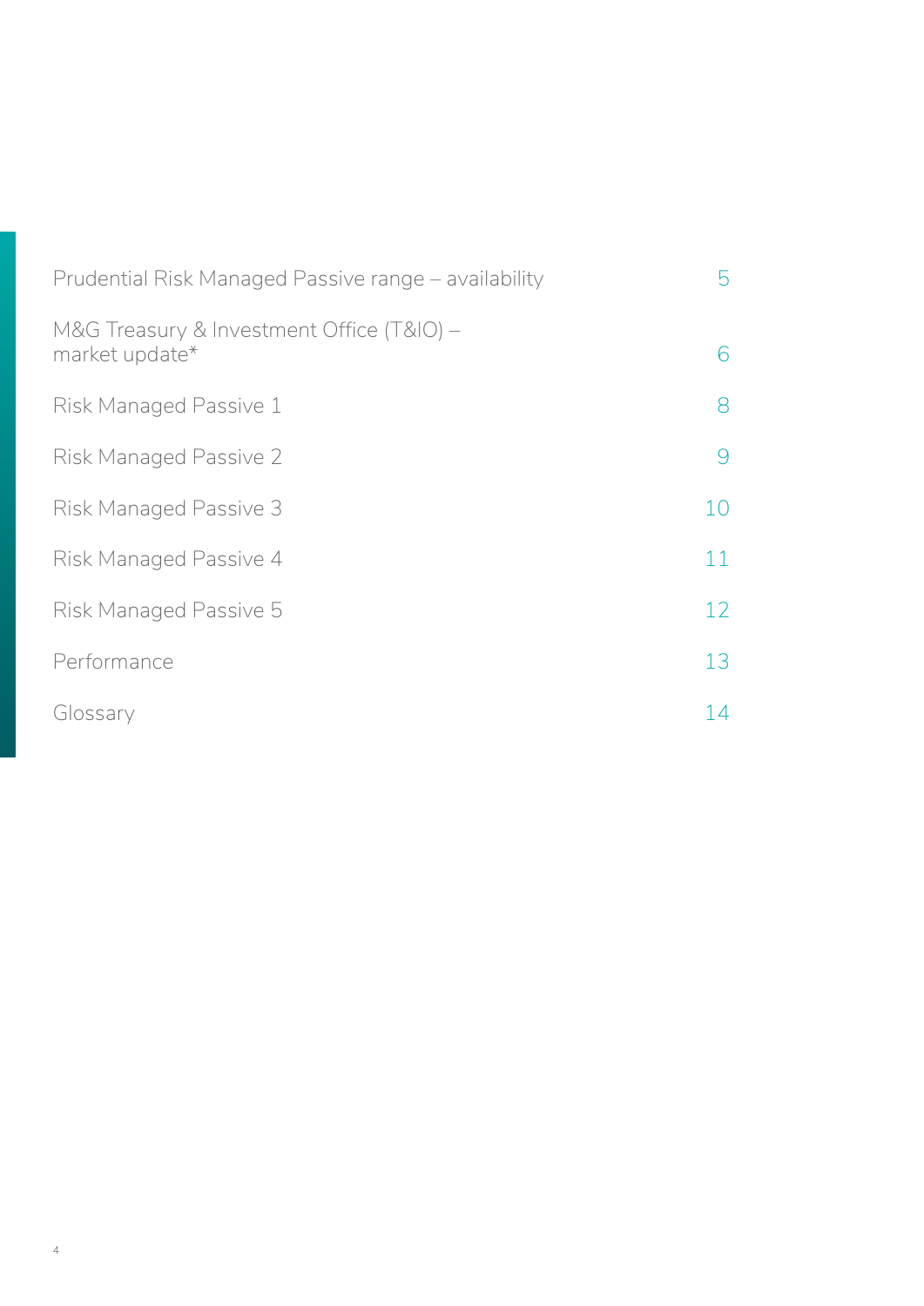| | |
|---|---|
| Prudential Risk Managed Passive range – availability | 5 |
| M&G Treasury & Investment Office (T&IO) – market update* | 6 |
| Risk Managed Passive 1 | 8 |
| Risk Managed Passive 2 | 9 |
| Risk Managed Passive 3 | 10 |
| Risk Managed Passive 4 | 11 |
| Risk Managed Passive 5 | 12 |
| Performance | 13 |
| Glossary | 14 |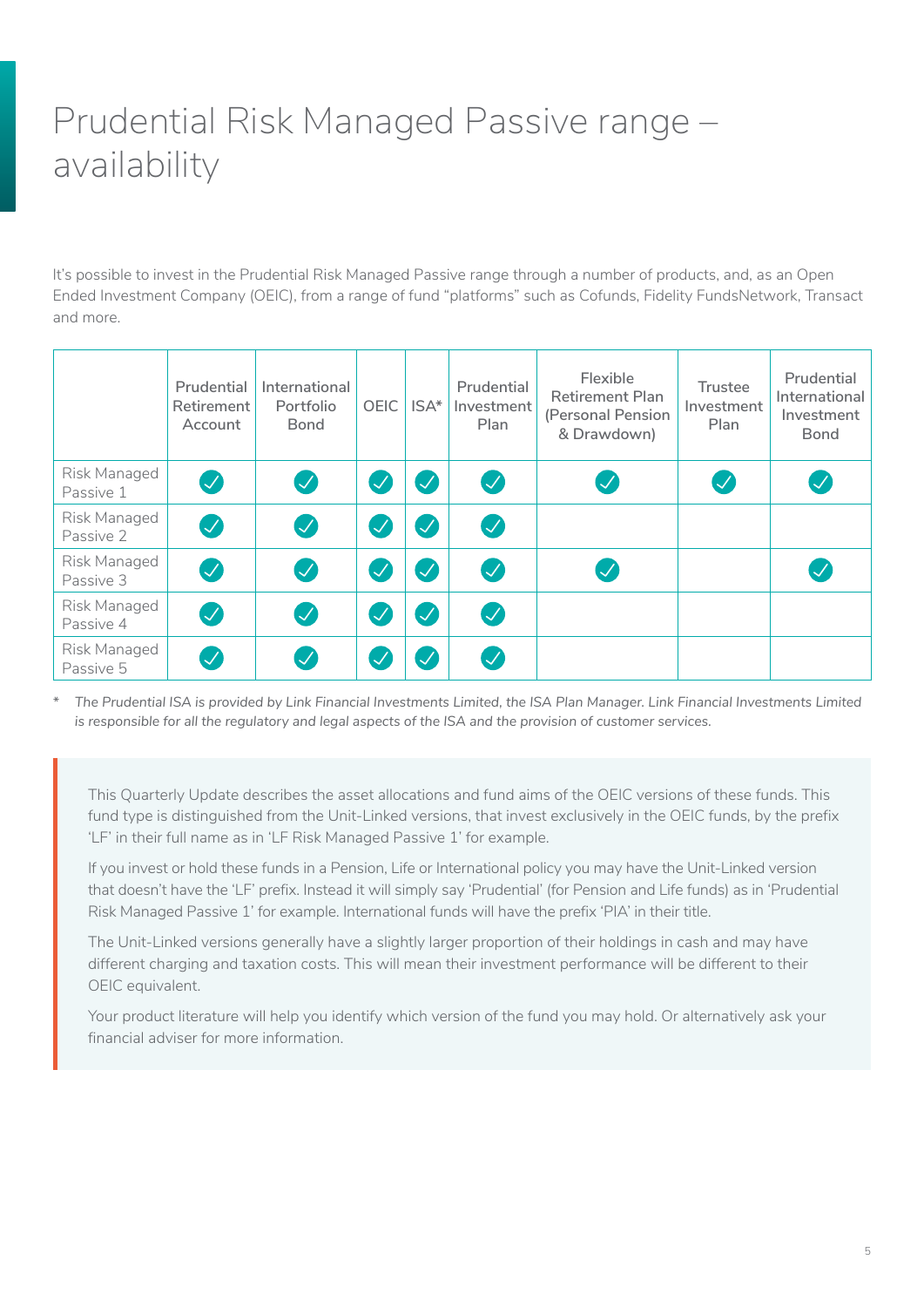# Prudential Risk Managed Passive range – availability

It's possible to invest in the Prudential Risk Managed Passive range through a number of products, and, as an Open Ended Investment Company (OEIC), from a range of fund "platforms" such as Cofunds, Fidelity FundsNetwork, Transact and more.

| | Prudential Retirement Account | International Portfolio Bond | OEIC | ISA* | Prudential Investment Plan | Flexible Retirement Plan (Personal Pension & Drawdown) | Trustee Investment Plan | Prudential International Investment Bond |
|---|---|---|---|---|---|---|---|---|
| Risk Managed Passive 1 | ✓ | ✓ | ✓ | ✓ | ✓ | ✓ | ✓ | ✓ |
| Risk Managed Passive 2 | ✓ | ✓ | ✓ | ✓ | ✓ | | | |
| Risk Managed Passive 3 | ✓ | ✓ | ✓ | ✓ | ✓ | ✓ | | ✓ |
| Risk Managed Passive 4 | ✓ | ✓ | ✓ | ✓ | ✓ | | | |
| Risk Managed Passive 5 | ✓ | ✓ | ✓ | ✓ | ✓ | | | |

\* *The Prudential ISA is provided by Link Financial Investments Limited, the ISA Plan Manager. Link Financial Investments Limited is responsible for all the regulatory and legal aspects of the ISA and the provision of customer services.*

This Quarterly Update describes the asset allocations and fund aims of the OEIC versions of these funds. This fund type is distinguished from the Unit-Linked versions, that invest exclusively in the OEIC funds, by the prefix 'LF' in their full name as in 'LF Risk Managed Passive 1' for example.

If you invest or hold these funds in a Pension, Life or International policy you may have the Unit-Linked version that doesn't have the 'LF' prefix. Instead it will simply say 'Prudential' (for Pension and Life funds) as in 'Prudential Risk Managed Passive 1' for example. International funds will have the prefix 'PIA' in their title.

The Unit-Linked versions generally have a slightly larger proportion of their holdings in cash and may have different charging and taxation costs. This will mean their investment performance will be different to their OEIC equivalent.

Your product literature will help you identify which version of the fund you may hold. Or alternatively ask your financial adviser for more information.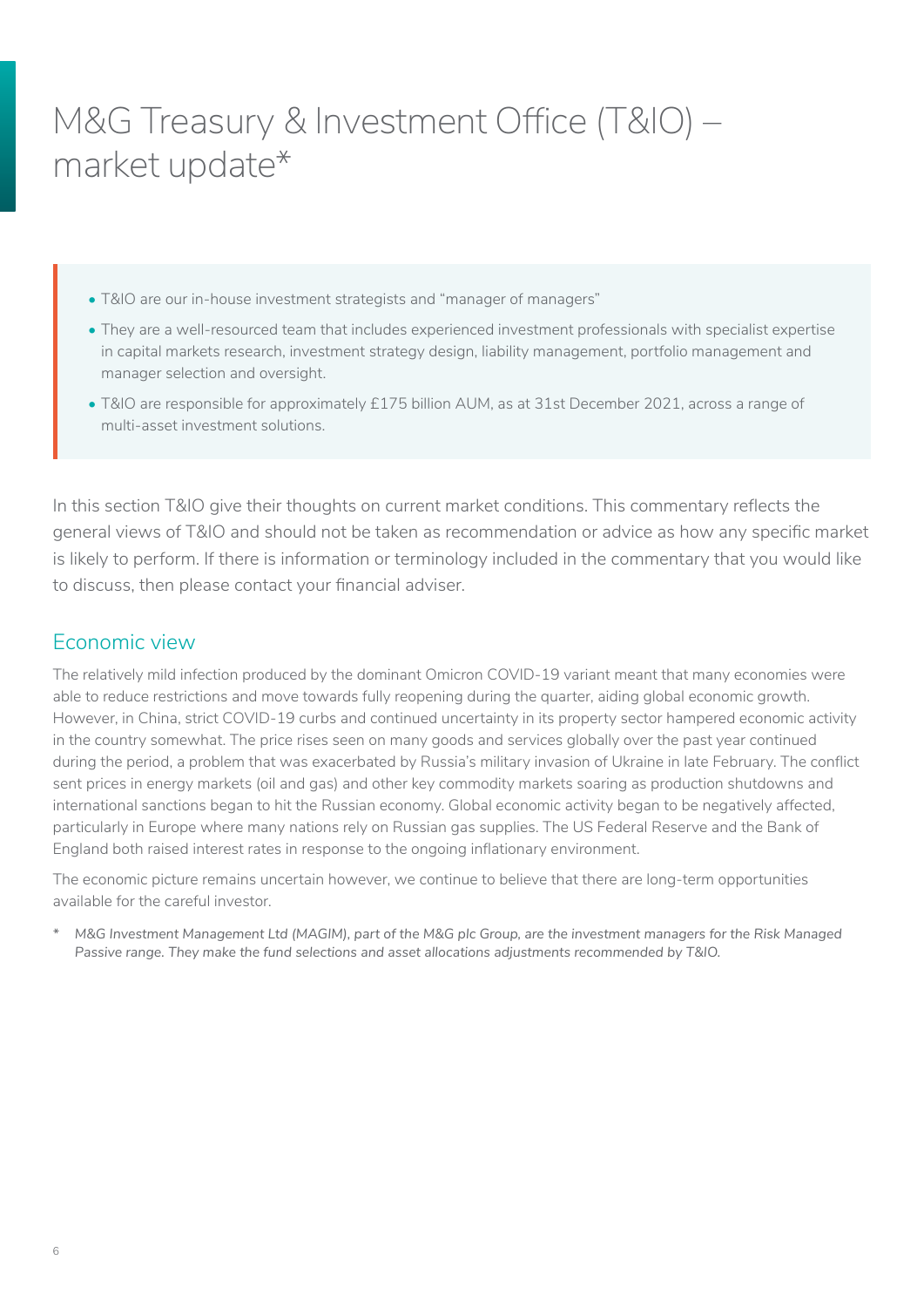# M&G Treasury & Investment Office (T&IO) – market update*

- T&IO are our in-house investment strategists and "manager of managers"
- They are a well-resourced team that includes experienced investment professionals with specialist expertise in capital markets research, investment strategy design, liability management, portfolio management and manager selection and oversight.
- T&IO are responsible for approximately £175 billion AUM, as at 31st December 2021, across a range of multi-asset investment solutions.

In this section T&IO give their thoughts on current market conditions. This commentary reflects the general views of T&IO and should not be taken as recommendation or advice as how any specific market is likely to perform. If there is information or terminology included in the commentary that you would like to discuss, then please contact your financial adviser.

## Economic view

The relatively mild infection produced by the dominant Omicron COVID-19 variant meant that many economies were able to reduce restrictions and move towards fully reopening during the quarter, aiding global economic growth. However, in China, strict COVID-19 curbs and continued uncertainty in its property sector hampered economic activity in the country somewhat. The price rises seen on many goods and services globally over the past year continued during the period, a problem that was exacerbated by Russia's military invasion of Ukraine in late February. The conflict sent prices in energy markets (oil and gas) and other key commodity markets soaring as production shutdowns and international sanctions began to hit the Russian economy. Global economic activity began to be negatively affected, particularly in Europe where many nations rely on Russian gas supplies. The US Federal Reserve and the Bank of England both raised interest rates in response to the ongoing inflationary environment.

The economic picture remains uncertain however, we continue to believe that there are long-term opportunities available for the careful investor.

\* *M&G Investment Management Ltd (MAGIM), part of the M&G plc Group, are the investment managers for the Risk Managed Passive range. They make the fund selections and asset allocations adjustments recommended by T&IO.*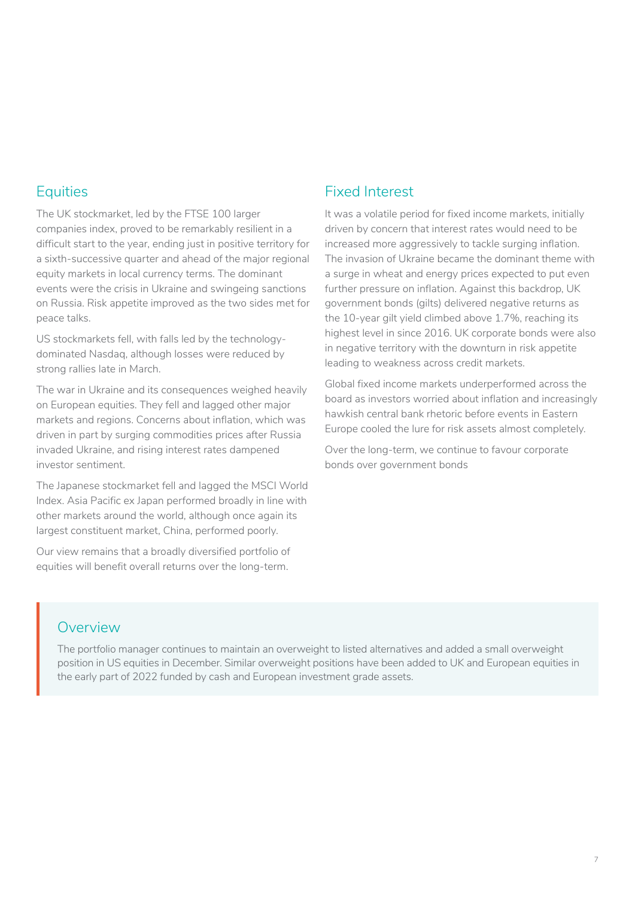## Equities

The UK stockmarket, led by the FTSE 100 larger companies index, proved to be remarkably resilient in a difficult start to the year, ending just in positive territory for a sixth-successive quarter and ahead of the major regional equity markets in local currency terms. The dominant events were the crisis in Ukraine and swingeing sanctions on Russia. Risk appetite improved as the two sides met for peace talks.

US stockmarkets fell, with falls led by the technology-dominated Nasdaq, although losses were reduced by strong rallies late in March.

The war in Ukraine and its consequences weighed heavily on European equities. They fell and lagged other major markets and regions. Concerns about inflation, which was driven in part by surging commodities prices after Russia invaded Ukraine, and rising interest rates dampened investor sentiment.

The Japanese stockmarket fell and lagged the MSCI World Index. Asia Pacific ex Japan performed broadly in line with other markets around the world, although once again its largest constituent market, China, performed poorly.

Our view remains that a broadly diversified portfolio of equities will benefit overall returns over the long-term.

## Fixed Interest

It was a volatile period for fixed income markets, initially driven by concern that interest rates would need to be increased more aggressively to tackle surging inflation. The invasion of Ukraine became the dominant theme with a surge in wheat and energy prices expected to put even further pressure on inflation. Against this backdrop, UK government bonds (gilts) delivered negative returns as the 10-year gilt yield climbed above 1.7%, reaching its highest level in since 2016. UK corporate bonds were also in negative territory with the downturn in risk appetite leading to weakness across credit markets.

Global fixed income markets underperformed across the board as investors worried about inflation and increasingly hawkish central bank rhetoric before events in Eastern Europe cooled the lure for risk assets almost completely.

Over the long-term, we continue to favour corporate bonds over government bonds

## Overview

The portfolio manager continues to maintain an overweight to listed alternatives and added a small overweight position in US equities in December. Similar overweight positions have been added to UK and European equities in the early part of 2022 funded by cash and European investment grade assets.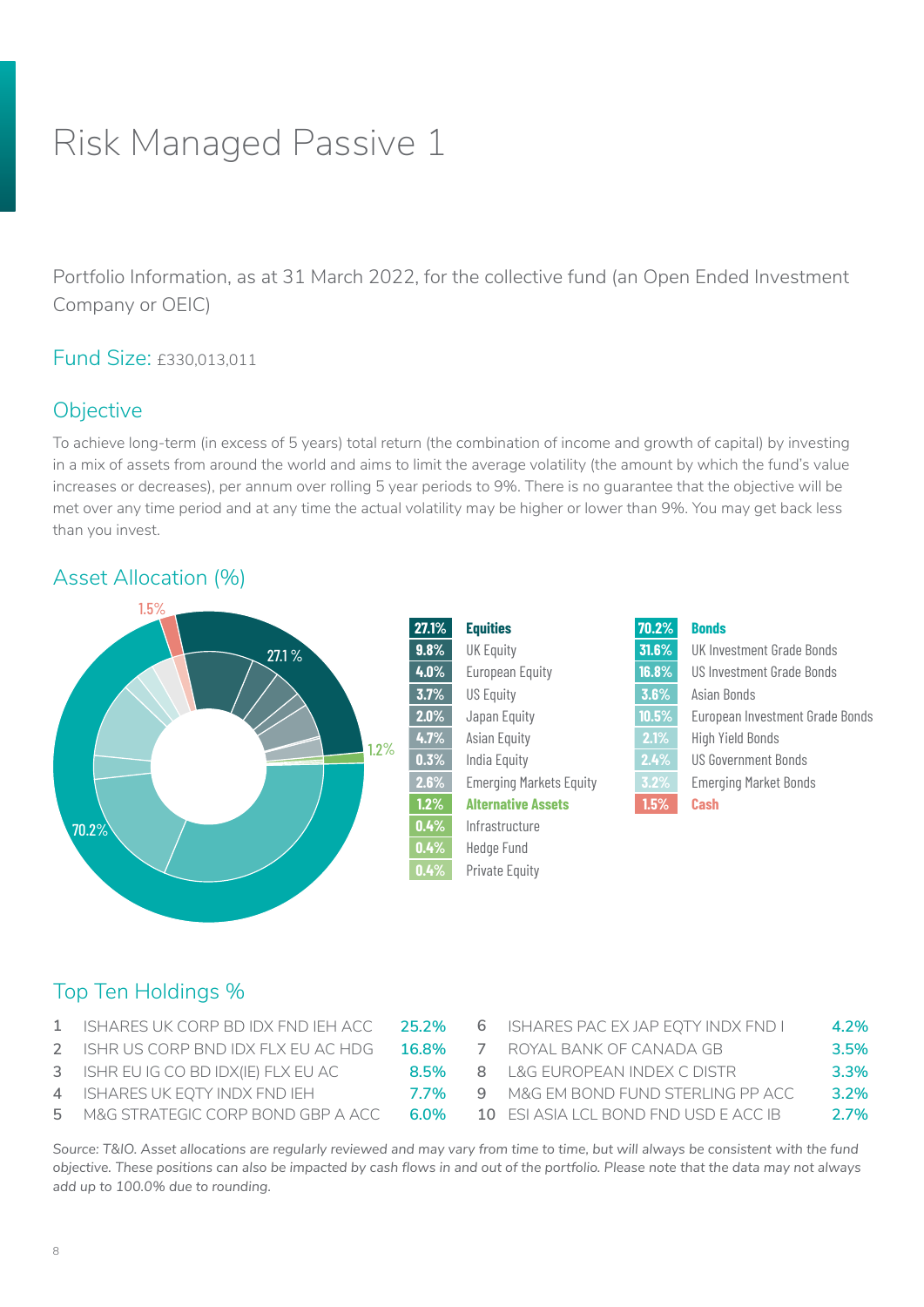# Risk Managed Passive 1

Portfolio Information, as at 31 March 2022, for the collective fund (an Open Ended Investment Company or OEIC)

## Fund Size: £330,013,011

## Objective

To achieve long-term (in excess of 5 years) total return (the combination of income and growth of capital) by investing in a mix of assets from around the world and aims to limit the average volatility (the amount by which the fund's value increases or decreases), per annum over rolling 5 year periods to 9%. There is no guarantee that the objective will be met over any time period and at any time the actual volatility may be higher or lower than 9%. You may get back less than you invest.

## Asset Allocation (%)

| % | Asset |
|---|---|
| **27.1%** | **Equities** |
| 9.8% | UK Equity |
| 4.0% | European Equity |
| 3.7% | US Equity |
| 2.0% | Japan Equity |
| 4.7% | Asian Equity |
| 0.3% | India Equity |
| 2.6% | Emerging Markets Equity |
| **1.2%** | **Alternative Assets** |
| 0.4% | Infrastructure |
| 0.4% | Hedge Fund |
| 0.4% | Private Equity |

| % | Asset |
|---|---|
| **70.2%** | **Bonds** |
| 31.6% | UK Investment Grade Bonds |
| 16.8% | US Investment Grade Bonds |
| 3.6% | Asian Bonds |
| 10.5% | European Investment Grade Bonds |
| 2.1% | High Yield Bonds |
| 2.4% | US Government Bonds |
| 3.2% | Emerging Market Bonds |
| **1.5%** | **Cash** |

## Top Ten Holdings %

| | Holding | % |
|---|---|---|
| 1 | ISHARES UK CORP BD IDX FND IEH ACC | 25.2% |
| 2 | ISHR US CORP BND IDX FLX EU AC HDG | 16.8% |
| 3 | ISHR EU IG CO BD IDX(IE) FLX EU AC | 8.5% |
| 4 | ISHARES UK EQTY INDX FND IEH | 7.7% |
| 5 | M&G STRATEGIC CORP BOND GBP A ACC | 6.0% |
| 6 | ISHARES PAC EX JAP EQTY INDX FND I | 4.2% |
| 7 | ROYAL BANK OF CANADA GB | 3.5% |
| 8 | L&G EUROPEAN INDEX C DISTR | 3.3% |
| 9 | M&G EM BOND FUND STERLING PP ACC | 3.2% |
| 10 | ESI ASIA LCL BOND FND USD E ACC IB | 2.7% |

*Source: T&IO. Asset allocations are regularly reviewed and may vary from time to time, but will always be consistent with the fund objective. These positions can also be impacted by cash flows in and out of the portfolio. Please note that the data may not always add up to 100.0% due to rounding.*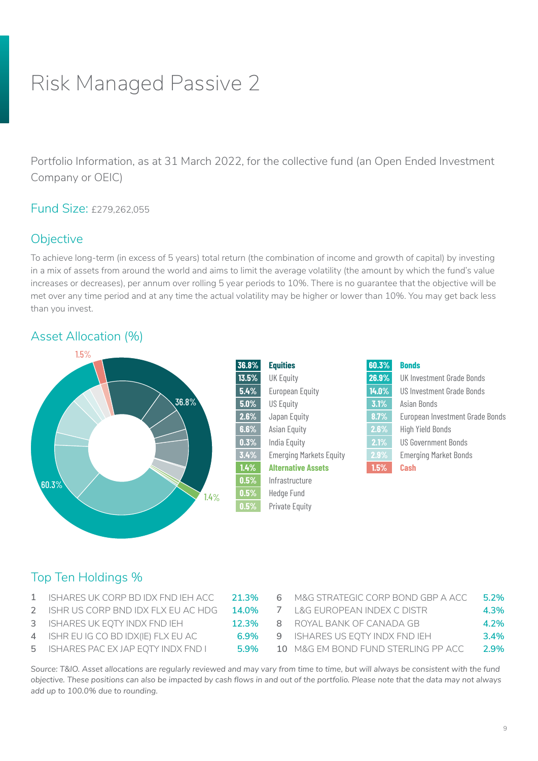# Risk Managed Passive 2

Portfolio Information, as at 31 March 2022, for the collective fund (an Open Ended Investment Company or OEIC)

## Fund Size: £279,262,055

## Objective

To achieve long-term (in excess of 5 years) total return (the combination of income and growth of capital) by investing in a mix of assets from around the world and aims to limit the average volatility (the amount by which the fund's value increases or decreases), per annum over rolling 5 year periods to 10%. There is no guarantee that the objective will be met over any time period and at any time the actual volatility may be higher or lower than 10%. You may get back less than you invest.

## Asset Allocation (%)

| % | Asset |
|---|---|
| 36.8% | **Equities** |
| 13.5% | UK Equity |
| 5.4% | European Equity |
| 5.0% | US Equity |
| 2.6% | Japan Equity |
| 6.6% | Asian Equity |
| 0.3% | India Equity |
| 3.4% | Emerging Markets Equity |
| 1.4% | **Alternative Assets** |
| 0.5% | Infrastructure |
| 0.5% | Hedge Fund |
| 0.5% | Private Equity |

| % | Asset |
|---|---|
| 60.3% | **Bonds** |
| 26.9% | UK Investment Grade Bonds |
| 14.0% | US Investment Grade Bonds |
| 3.1% | Asian Bonds |
| 8.7% | European Investment Grade Bonds |
| 2.6% | High Yield Bonds |
| 2.1% | US Government Bonds |
| 2.9% | Emerging Market Bonds |
| 1.5% | **Cash** |

## Top Ten Holdings %

| # | Holding | % |
|---|---|---|
| 1 | ISHARES UK CORP BD IDX FND IEH ACC | 21.3% |
| 2 | ISHR US CORP BND IDX FLX EU AC HDG | 14.0% |
| 3 | ISHARES UK EQTY INDX FND IEH | 12.3% |
| 4 | ISHR EU IG CO BD IDX(IE) FLX EU AC | 6.9% |
| 5 | ISHARES PAC EX JAP EQTY INDX FND I | 5.9% |
| 6 | M&G STRATEGIC CORP BOND GBP A ACC | 5.2% |
| 7 | L&G EUROPEAN INDEX C DISTR | 4.3% |
| 8 | ROYAL BANK OF CANADA GB | 4.2% |
| 9 | ISHARES US EQTY INDX FND IEH | 3.4% |
| 10 | M&G EM BOND FUND STERLING PP ACC | 2.9% |

*Source: T&IO. Asset allocations are regularly reviewed and may vary from time to time, but will always be consistent with the fund objective. These positions can also be impacted by cash flows in and out of the portfolio. Please note that the data may not always add up to 100.0% due to rounding.*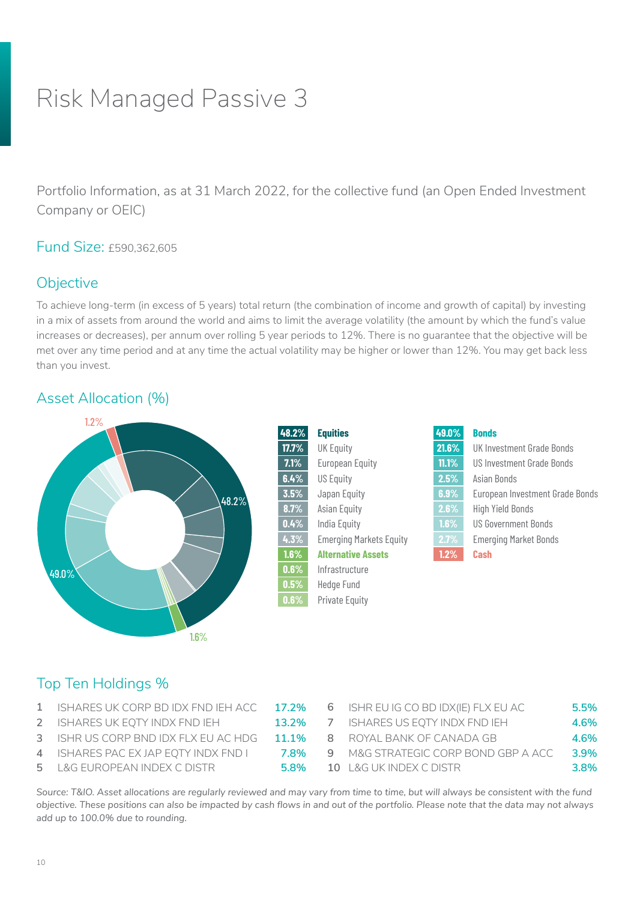# Risk Managed Passive 3

Portfolio Information, as at 31 March 2022, for the collective fund (an Open Ended Investment Company or OEIC)

## Fund Size: £590,362,605

## Objective

To achieve long-term (in excess of 5 years) total return (the combination of income and growth of capital) by investing in a mix of assets from around the world and aims to limit the average volatility (the amount by which the fund's value increases or decreases), per annum over rolling 5 year periods to 12%. There is no guarantee that the objective will be met over any time period and at any time the actual volatility may be higher or lower than 12%. You may get back less than you invest.

## Asset Allocation (%)

| % | Asset |
|---|---|
| **48.2%** | **Equities** |
| 17.7% | UK Equity |
| 7.1% | European Equity |
| 6.4% | US Equity |
| 3.5% | Japan Equity |
| 8.7% | Asian Equity |
| 0.4% | India Equity |
| 4.3% | Emerging Markets Equity |
| **1.6%** | **Alternative Assets** |
| 0.6% | Infrastructure |
| 0.5% | Hedge Fund |
| 0.6% | Private Equity |
| **49.0%** | **Bonds** |
| 21.6% | UK Investment Grade Bonds |
| 11.1% | US Investment Grade Bonds |
| 2.5% | Asian Bonds |
| 6.9% | European Investment Grade Bonds |
| 2.6% | High Yield Bonds |
| 1.6% | US Government Bonds |
| 2.7% | Emerging Market Bonds |
| **1.2%** | **Cash** |

## Top Ten Holdings %

| # | Holding | % |
|---|---|---|
| 1 | ISHARES UK CORP BD IDX FND IEH ACC | 17.2% |
| 2 | ISHARES UK EQTY INDX FND IEH | 13.2% |
| 3 | ISHR US CORP BND IDX FLX EU AC HDG | 11.1% |
| 4 | ISHARES PAC EX JAP EQTY INDX FND I | 7.8% |
| 5 | L&G EUROPEAN INDEX C DISTR | 5.8% |
| 6 | ISHR EU IG CO BD IDX(IE) FLX EU AC | 5.5% |
| 7 | ISHARES US EQTY INDX FND IEH | 4.6% |
| 8 | ROYAL BANK OF CANADA GB | 4.6% |
| 9 | M&G STRATEGIC CORP BOND GBP A ACC | 3.9% |
| 10 | L&G UK INDEX C DISTR | 3.8% |

*Source: T&IO. Asset allocations are regularly reviewed and may vary from time to time, but will always be consistent with the fund objective. These positions can also be impacted by cash flows in and out of the portfolio. Please note that the data may not always add up to 100.0% due to rounding.*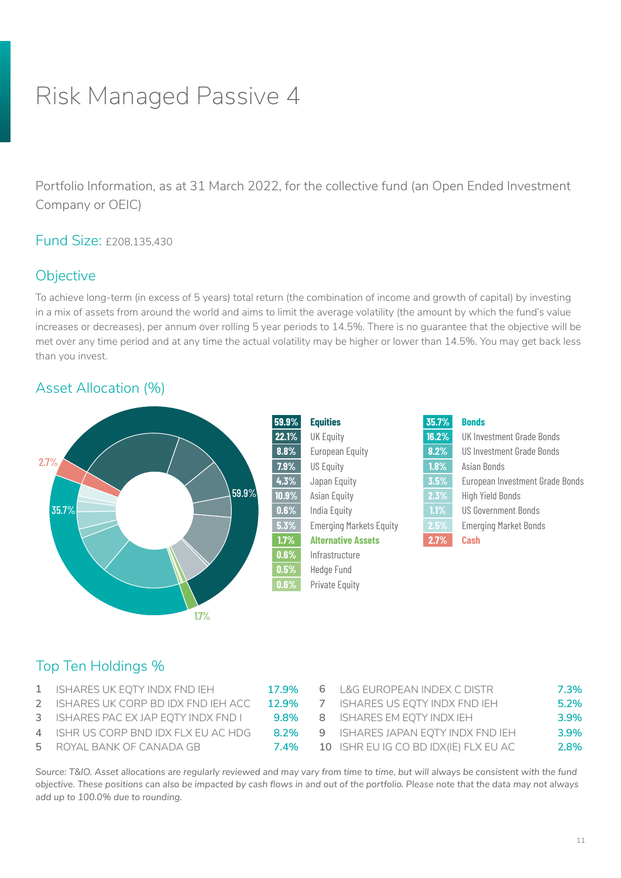# Risk Managed Passive 4

Portfolio Information, as at 31 March 2022, for the collective fund (an Open Ended Investment Company or OEIC)

## Fund Size: £208,135,430

## Objective

To achieve long-term (in excess of 5 years) total return (the combination of income and growth of capital) by investing in a mix of assets from around the world and aims to limit the average volatility (the amount by which the fund's value increases or decreases), per annum over rolling 5 year periods to 14.5%. There is no guarantee that the objective will be met over any time period and at any time the actual volatility may be higher or lower than 14.5%. You may get back less than you invest.

## Asset Allocation (%)

| % | Asset |
|---|---|
| 59.9% | **Equities** |
| 22.1% | UK Equity |
| 8.8% | European Equity |
| 7.9% | US Equity |
| 4.3% | Japan Equity |
| 10.9% | Asian Equity |
| 0.6% | India Equity |
| 5.3% | Emerging Markets Equity |
| 1.7% | **Alternative Assets** |
| 0.6% | Infrastructure |
| 0.5% | Hedge Fund |
| 0.6% | Private Equity |
| 35.7% | **Bonds** |
| 16.2% | UK Investment Grade Bonds |
| 8.2% | US Investment Grade Bonds |
| 1.8% | Asian Bonds |
| 3.5% | European Investment Grade Bonds |
| 2.3% | High Yield Bonds |
| 1.1% | US Government Bonds |
| 2.5% | Emerging Market Bonds |
| 2.7% | **Cash** |

## Top Ten Holdings %

| | Holding | % |
|---|---|---|
| 1 | ISHARES UK EQTY INDX FND IEH | 17.9% |
| 2 | ISHARES UK CORP BD IDX FND IEH ACC | 12.9% |
| 3 | ISHARES PAC EX JAP EQTY INDX FND I | 9.8% |
| 4 | ISHR US CORP BND IDX FLX EU AC HDG | 8.2% |
| 5 | ROYAL BANK OF CANADA GB | 7.4% |
| 6 | L&G EUROPEAN INDEX C DISTR | 7.3% |
| 7 | ISHARES US EQTY INDX FND IEH | 5.2% |
| 8 | ISHARES EM EQTY INDX IEH | 3.9% |
| 9 | ISHARES JAPAN EQTY INDX FND IEH | 3.9% |
| 10 | ISHR EU IG CO BD IDX(IE) FLX EU AC | 2.8% |

*Source: T&IO. Asset allocations are regularly reviewed and may vary from time to time, but will always be consistent with the fund objective. These positions can also be impacted by cash flows in and out of the portfolio. Please note that the data may not always add up to 100.0% due to rounding.*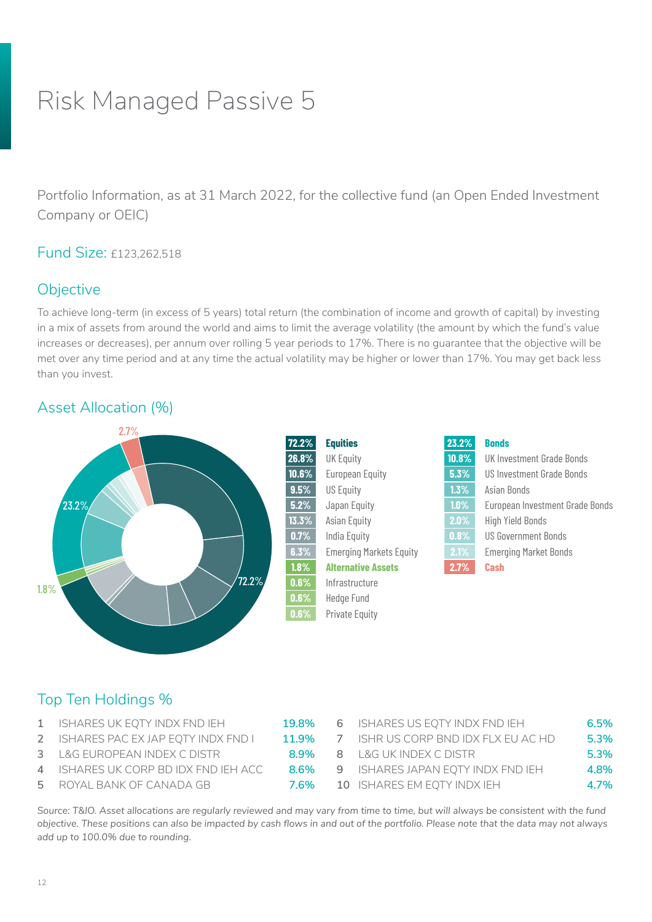# Risk Managed Passive 5

Portfolio Information, as at 31 March 2022, for the collective fund (an Open Ended Investment Company or OEIC)

## Fund Size: £123,262,518

## Objective

To achieve long-term (in excess of 5 years) total return (the combination of income and growth of capital) by investing in a mix of assets from around the world and aims to limit the average volatility (the amount by which the fund's value increases or decreases), per annum over rolling 5 year periods to 17%. There is no guarantee that the objective will be met over any time period and at any time the actual volatility may be higher or lower than 17%. You may get back less than you invest.

## Asset Allocation (%)

| % | Asset |
|---|---|
| 72.2% | **Equities** |
| 26.8% | UK Equity |
| 10.6% | European Equity |
| 9.5% | US Equity |
| 5.2% | Japan Equity |
| 13.3% | Asian Equity |
| 0.7% | India Equity |
| 6.3% | Emerging Markets Equity |
| 1.8% | **Alternative Assets** |
| 0.6% | Infrastructure |
| 0.6% | Hedge Fund |
| 0.6% | Private Equity |
| 23.2% | **Bonds** |
| 10.8% | UK Investment Grade Bonds |
| 5.3% | US Investment Grade Bonds |
| 1.3% | Asian Bonds |
| 1.0% | European Investment Grade Bonds |
| 2.0% | High Yield Bonds |
| 0.8% | US Government Bonds |
| 2.1% | Emerging Market Bonds |
| 2.7% | **Cash** |

## Top Ten Holdings %

| | Holding | % |
|---|---|---|
| 1 | ISHARES UK EQTY INDX FND IEH | 19.8% |
| 2 | ISHARES PAC EX JAP EQTY INDX FND I | 11.9% |
| 3 | L&G EUROPEAN INDEX C DISTR | 8.9% |
| 4 | ISHARES UK CORP BD IDX FND IEH ACC | 8.6% |
| 5 | ROYAL BANK OF CANADA GB | 7.6% |
| 6 | ISHARES US EQTY INDX FND IEH | 6.5% |
| 7 | ISHR US CORP BND IDX FLX EU AC HD | 5.3% |
| 8 | L&G UK INDEX C DISTR | 5.3% |
| 9 | ISHARES JAPAN EQTY INDX FND IEH | 4.8% |
| 10 | ISHARES EM EQTY INDX IEH | 4.7% |

*Source: T&IO. Asset allocations are regularly reviewed and may vary from time to time, but will always be consistent with the fund objective. These positions can also be impacted by cash flows in and out of the portfolio. Please note that the data may not always add up to 100.0% due to rounding.*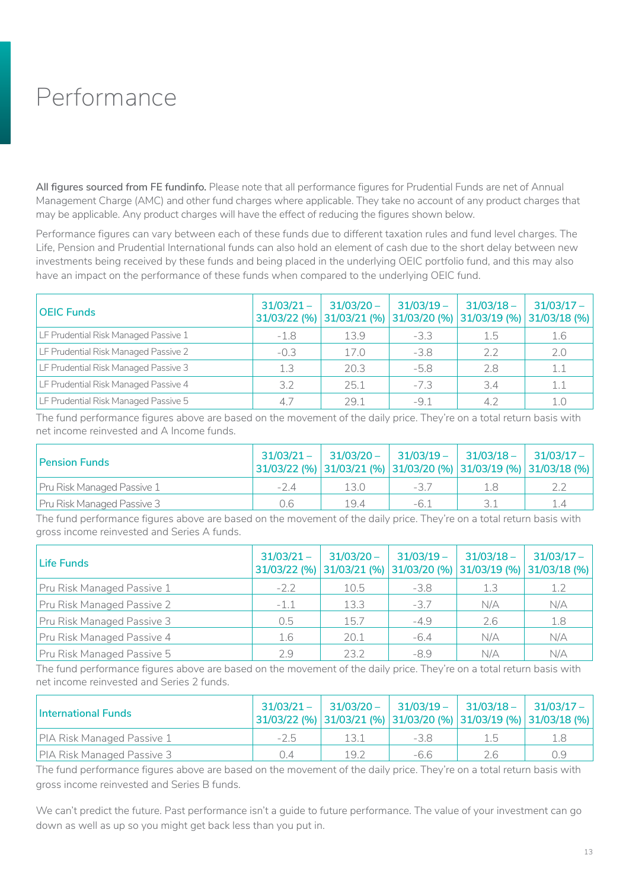# Performance

**All figures sourced from FE fundinfo.** Please note that all performance figures for Prudential Funds are net of Annual Management Charge (AMC) and other fund charges where applicable. They take no account of any product charges that may be applicable. Any product charges will have the effect of reducing the figures shown below.

Performance figures can vary between each of these funds due to different taxation rules and fund level charges. The Life, Pension and Prudential International funds can also hold an element of cash due to the short delay between new investments being received by these funds and being placed in the underlying OEIC portfolio fund, and this may also have an impact on the performance of these funds when compared to the underlying OEIC fund.

| OEIC Funds | 31/03/21 – 31/03/22 (%) | 31/03/20 – 31/03/21 (%) | 31/03/19 – 31/03/20 (%) | 31/03/18 – 31/03/19 (%) | 31/03/17 – 31/03/18 (%) |
|---|---|---|---|---|---|
| LF Prudential Risk Managed Passive 1 | -1.8 | 13.9 | -3.3 | 1.5 | 1.6 |
| LF Prudential Risk Managed Passive 2 | -0.3 | 17.0 | -3.8 | 2.2 | 2.0 |
| LF Prudential Risk Managed Passive 3 | 1.3 | 20.3 | -5.8 | 2.8 | 1.1 |
| LF Prudential Risk Managed Passive 4 | 3.2 | 25.1 | -7.3 | 3.4 | 1.1 |
| LF Prudential Risk Managed Passive 5 | 4.7 | 29.1 | -9.1 | 4.2 | 1.0 |

The fund performance figures above are based on the movement of the daily price. They're on a total return basis with net income reinvested and A Income funds.

| Pension Funds | 31/03/21 – 31/03/22 (%) | 31/03/20 – 31/03/21 (%) | 31/03/19 – 31/03/20 (%) | 31/03/18 – 31/03/19 (%) | 31/03/17 – 31/03/18 (%) |
|---|---|---|---|---|---|
| Pru Risk Managed Passive 1 | -2.4 | 13.0 | -3.7 | 1.8 | 2.2 |
| Pru Risk Managed Passive 3 | 0.6 | 19.4 | -6.1 | 3.1 | 1.4 |

The fund performance figures above are based on the movement of the daily price. They're on a total return basis with gross income reinvested and Series A funds.

| Life Funds | 31/03/21 – 31/03/22 (%) | 31/03/20 – 31/03/21 (%) | 31/03/19 – 31/03/20 (%) | 31/03/18 – 31/03/19 (%) | 31/03/17 – 31/03/18 (%) |
|---|---|---|---|---|---|
| Pru Risk Managed Passive 1 | -2.2 | 10.5 | -3.8 | 1.3 | 1.2 |
| Pru Risk Managed Passive 2 | -1.1 | 13.3 | -3.7 | N/A | N/A |
| Pru Risk Managed Passive 3 | 0.5 | 15.7 | -4.9 | 2.6 | 1.8 |
| Pru Risk Managed Passive 4 | 1.6 | 20.1 | -6.4 | N/A | N/A |
| Pru Risk Managed Passive 5 | 2.9 | 23.2 | -8.9 | N/A | N/A |

The fund performance figures above are based on the movement of the daily price. They're on a total return basis with net income reinvested and Series 2 funds.

| International Funds | 31/03/21 – 31/03/22 (%) | 31/03/20 – 31/03/21 (%) | 31/03/19 – 31/03/20 (%) | 31/03/18 – 31/03/19 (%) | 31/03/17 – 31/03/18 (%) |
|---|---|---|---|---|---|
| PIA Risk Managed Passive 1 | -2.5 | 13.1 | -3.8 | 1.5 | 1.8 |
| PIA Risk Managed Passive 3 | 0.4 | 19.2 | -6.6 | 2.6 | 0.9 |

The fund performance figures above are based on the movement of the daily price. They're on a total return basis with gross income reinvested and Series B funds.

We can't predict the future. Past performance isn't a guide to future performance. The value of your investment can go down as well as up so you might get back less than you put in.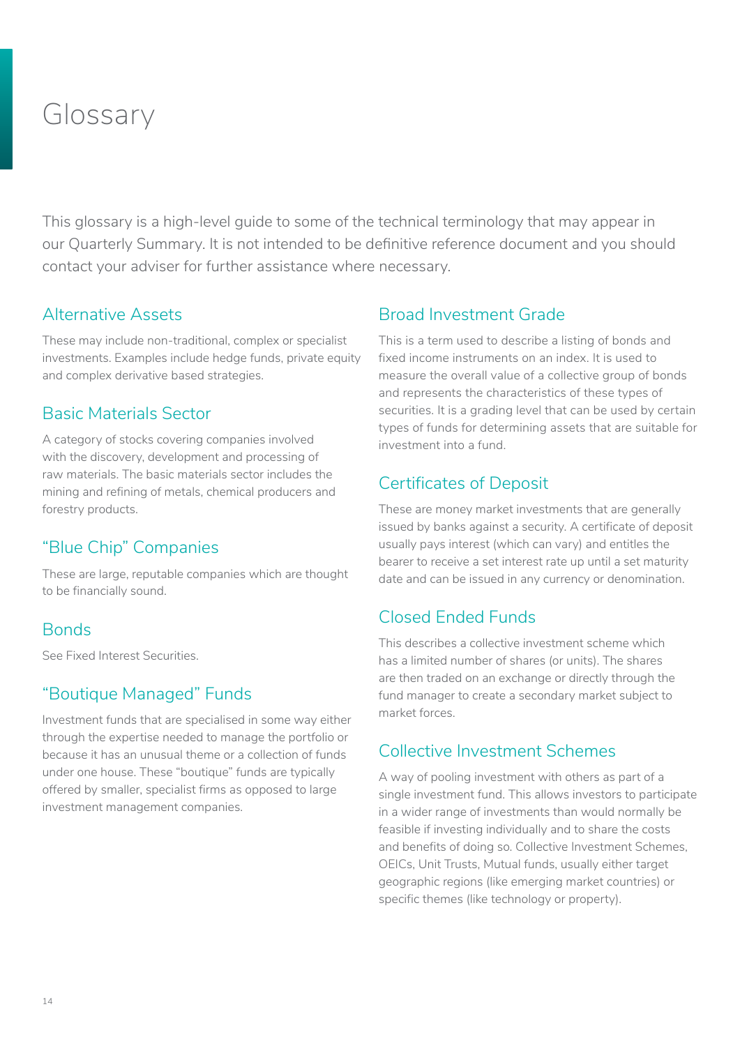# Glossary

This glossary is a high-level guide to some of the technical terminology that may appear in our Quarterly Summary. It is not intended to be definitive reference document and you should contact your adviser for further assistance where necessary.

## Alternative Assets

These may include non-traditional, complex or specialist investments. Examples include hedge funds, private equity and complex derivative based strategies.

## Basic Materials Sector

A category of stocks covering companies involved with the discovery, development and processing of raw materials. The basic materials sector includes the mining and refining of metals, chemical producers and forestry products.

## "Blue Chip" Companies

These are large, reputable companies which are thought to be financially sound.

## Bonds

See Fixed Interest Securities.

## "Boutique Managed" Funds

Investment funds that are specialised in some way either through the expertise needed to manage the portfolio or because it has an unusual theme or a collection of funds under one house. These "boutique" funds are typically offered by smaller, specialist firms as opposed to large investment management companies.

## Broad Investment Grade

This is a term used to describe a listing of bonds and fixed income instruments on an index. It is used to measure the overall value of a collective group of bonds and represents the characteristics of these types of securities. It is a grading level that can be used by certain types of funds for determining assets that are suitable for investment into a fund.

## Certificates of Deposit

These are money market investments that are generally issued by banks against a security. A certificate of deposit usually pays interest (which can vary) and entitles the bearer to receive a set interest rate up until a set maturity date and can be issued in any currency or denomination.

## Closed Ended Funds

This describes a collective investment scheme which has a limited number of shares (or units). The shares are then traded on an exchange or directly through the fund manager to create a secondary market subject to market forces.

## Collective Investment Schemes

A way of pooling investment with others as part of a single investment fund. This allows investors to participate in a wider range of investments than would normally be feasible if investing individually and to share the costs and benefits of doing so. Collective Investment Schemes, OEICs, Unit Trusts, Mutual funds, usually either target geographic regions (like emerging market countries) or specific themes (like technology or property).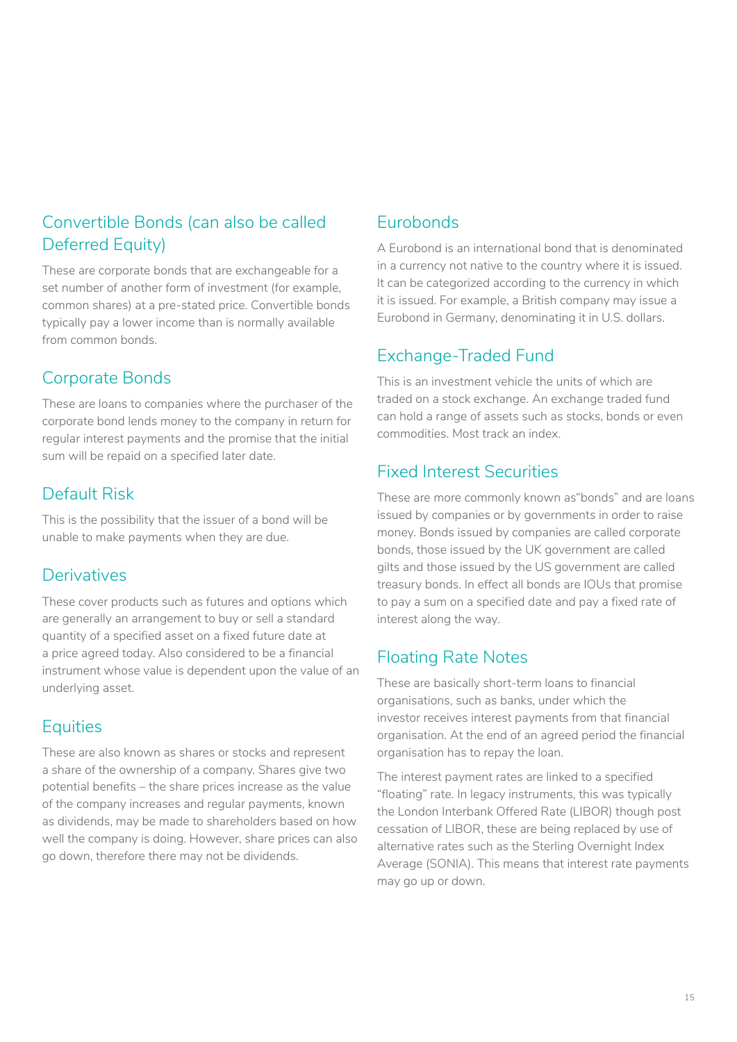## Convertible Bonds (can also be called Deferred Equity)

These are corporate bonds that are exchangeable for a set number of another form of investment (for example, common shares) at a pre-stated price. Convertible bonds typically pay a lower income than is normally available from common bonds.

## Corporate Bonds

These are loans to companies where the purchaser of the corporate bond lends money to the company in return for regular interest payments and the promise that the initial sum will be repaid on a specified later date.

## Default Risk

This is the possibility that the issuer of a bond will be unable to make payments when they are due.

## Derivatives

These cover products such as futures and options which are generally an arrangement to buy or sell a standard quantity of a specified asset on a fixed future date at a price agreed today. Also considered to be a financial instrument whose value is dependent upon the value of an underlying asset.

## Equities

These are also known as shares or stocks and represent a share of the ownership of a company. Shares give two potential benefits – the share prices increase as the value of the company increases and regular payments, known as dividends, may be made to shareholders based on how well the company is doing. However, share prices can also go down, therefore there may not be dividends.

## Eurobonds

A Eurobond is an international bond that is denominated in a currency not native to the country where it is issued. It can be categorized according to the currency in which it is issued. For example, a British company may issue a Eurobond in Germany, denominating it in U.S. dollars.

## Exchange-Traded Fund

This is an investment vehicle the units of which are traded on a stock exchange. An exchange traded fund can hold a range of assets such as stocks, bonds or even commodities. Most track an index.

## Fixed Interest Securities

These are more commonly known as"bonds" and are loans issued by companies or by governments in order to raise money. Bonds issued by companies are called corporate bonds, those issued by the UK government are called gilts and those issued by the US government are called treasury bonds. In effect all bonds are IOUs that promise to pay a sum on a specified date and pay a fixed rate of interest along the way.

## Floating Rate Notes

These are basically short-term loans to financial organisations, such as banks, under which the investor receives interest payments from that financial organisation. At the end of an agreed period the financial organisation has to repay the loan.

The interest payment rates are linked to a specified "floating" rate. In legacy instruments, this was typically the London Interbank Offered Rate (LIBOR) though post cessation of LIBOR, these are being replaced by use of alternative rates such as the Sterling Overnight Index Average (SONIA). This means that interest rate payments may go up or down.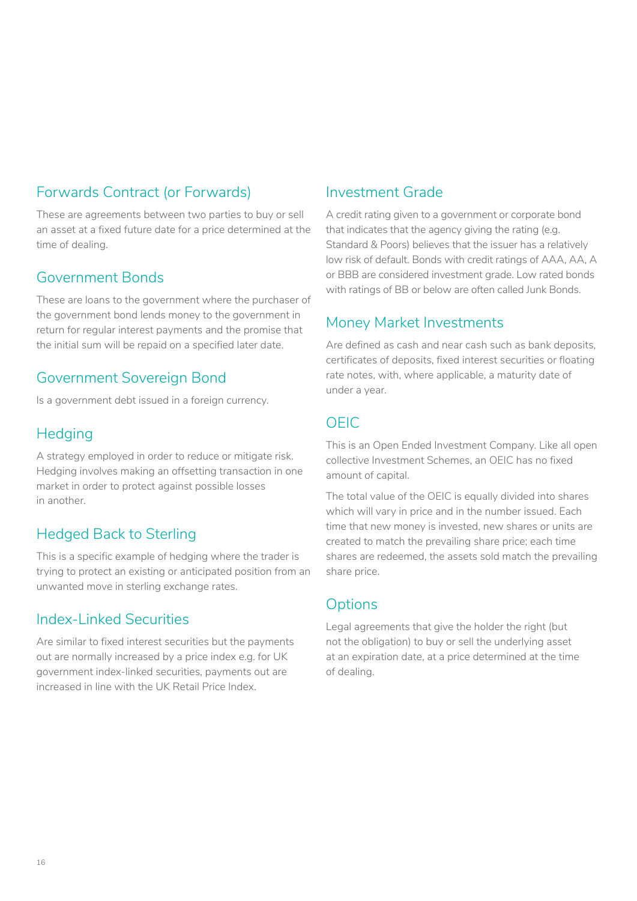## Forwards Contract (or Forwards)

These are agreements between two parties to buy or sell an asset at a fixed future date for a price determined at the time of dealing.

## Government Bonds

These are loans to the government where the purchaser of the government bond lends money to the government in return for regular interest payments and the promise that the initial sum will be repaid on a specified later date.

## Government Sovereign Bond

Is a government debt issued in a foreign currency.

## Hedging

A strategy employed in order to reduce or mitigate risk. Hedging involves making an offsetting transaction in one market in order to protect against possible losses in another.

## Hedged Back to Sterling

This is a specific example of hedging where the trader is trying to protect an existing or anticipated position from an unwanted move in sterling exchange rates.

## Index-Linked Securities

Are similar to fixed interest securities but the payments out are normally increased by a price index e.g. for UK government index-linked securities, payments out are increased in line with the UK Retail Price Index.

## Investment Grade

A credit rating given to a government or corporate bond that indicates that the agency giving the rating (e.g. Standard & Poors) believes that the issuer has a relatively low risk of default. Bonds with credit ratings of AAA, AA, A or BBB are considered investment grade. Low rated bonds with ratings of BB or below are often called Junk Bonds.

## Money Market Investments

Are defined as cash and near cash such as bank deposits, certificates of deposits, fixed interest securities or floating rate notes, with, where applicable, a maturity date of under a year.

## OEIC

This is an Open Ended Investment Company. Like all open collective Investment Schemes, an OEIC has no fixed amount of capital.

The total value of the OEIC is equally divided into shares which will vary in price and in the number issued. Each time that new money is invested, new shares or units are created to match the prevailing share price; each time shares are redeemed, the assets sold match the prevailing share price.

## Options

Legal agreements that give the holder the right (but not the obligation) to buy or sell the underlying asset at an expiration date, at a price determined at the time of dealing.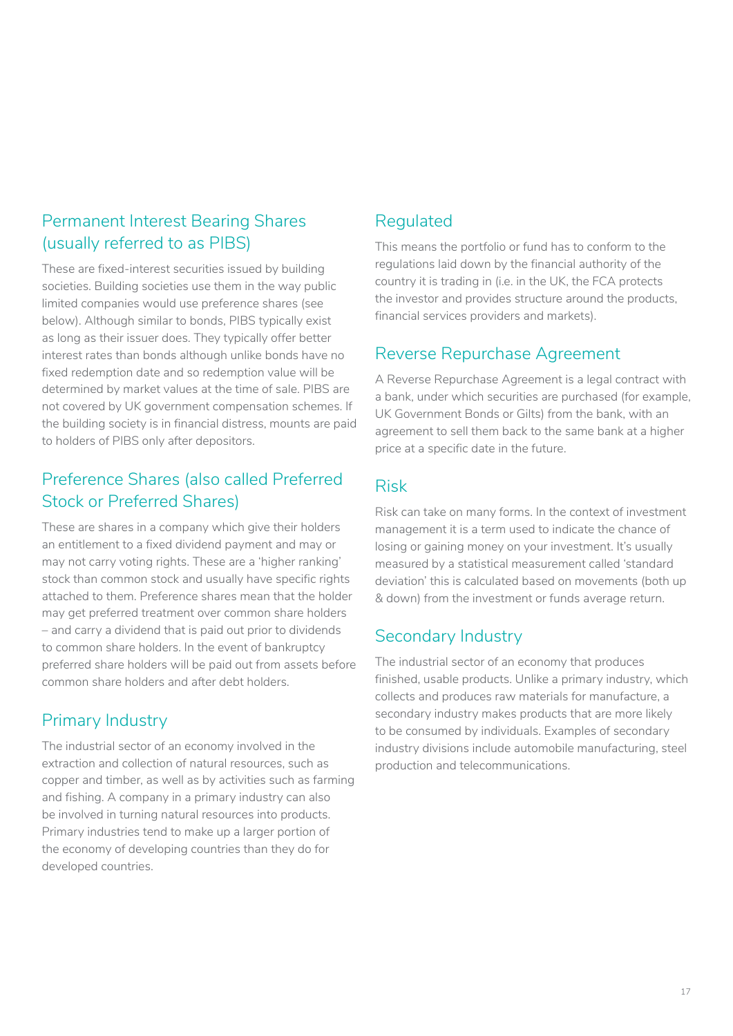## Permanent Interest Bearing Shares (usually referred to as PIBS)

These are fixed-interest securities issued by building societies. Building societies use them in the way public limited companies would use preference shares (see below). Although similar to bonds, PIBS typically exist as long as their issuer does. They typically offer better interest rates than bonds although unlike bonds have no fixed redemption date and so redemption value will be determined by market values at the time of sale. PIBS are not covered by UK government compensation schemes. If the building society is in financial distress, mounts are paid to holders of PIBS only after depositors.

## Preference Shares (also called Preferred Stock or Preferred Shares)

These are shares in a company which give their holders an entitlement to a fixed dividend payment and may or may not carry voting rights. These are a 'higher ranking' stock than common stock and usually have specific rights attached to them. Preference shares mean that the holder may get preferred treatment over common share holders – and carry a dividend that is paid out prior to dividends to common share holders. In the event of bankruptcy preferred share holders will be paid out from assets before common share holders and after debt holders.

## Primary Industry

The industrial sector of an economy involved in the extraction and collection of natural resources, such as copper and timber, as well as by activities such as farming and fishing. A company in a primary industry can also be involved in turning natural resources into products. Primary industries tend to make up a larger portion of the economy of developing countries than they do for developed countries.

## Regulated

This means the portfolio or fund has to conform to the regulations laid down by the financial authority of the country it is trading in (i.e. in the UK, the FCA protects the investor and provides structure around the products, financial services providers and markets).

## Reverse Repurchase Agreement

A Reverse Repurchase Agreement is a legal contract with a bank, under which securities are purchased (for example, UK Government Bonds or Gilts) from the bank, with an agreement to sell them back to the same bank at a higher price at a specific date in the future.

## Risk

Risk can take on many forms. In the context of investment management it is a term used to indicate the chance of losing or gaining money on your investment. It's usually measured by a statistical measurement called 'standard deviation' this is calculated based on movements (both up & down) from the investment or funds average return.

## Secondary Industry

The industrial sector of an economy that produces finished, usable products. Unlike a primary industry, which collects and produces raw materials for manufacture, a secondary industry makes products that are more likely to be consumed by individuals. Examples of secondary industry divisions include automobile manufacturing, steel production and telecommunications.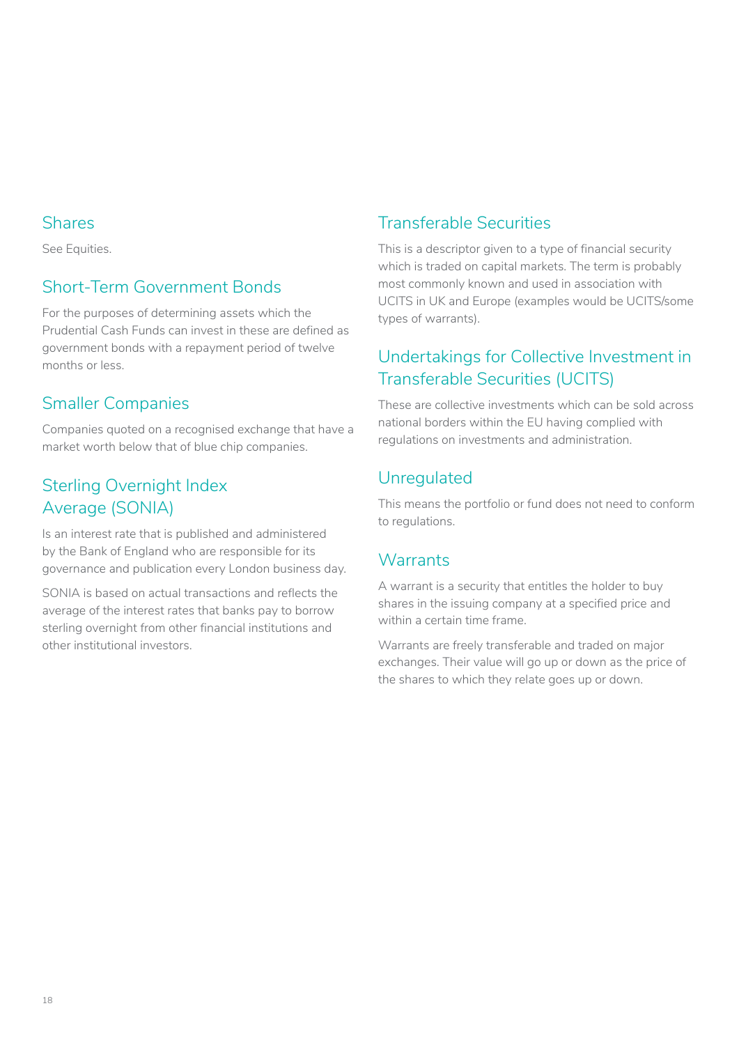## Shares

See Equities.

## Short-Term Government Bonds

For the purposes of determining assets which the Prudential Cash Funds can invest in these are defined as government bonds with a repayment period of twelve months or less.

## Smaller Companies

Companies quoted on a recognised exchange that have a market worth below that of blue chip companies.

## Sterling Overnight Index Average (SONIA)

Is an interest rate that is published and administered by the Bank of England who are responsible for its governance and publication every London business day.

SONIA is based on actual transactions and reflects the average of the interest rates that banks pay to borrow sterling overnight from other financial institutions and other institutional investors.

## Transferable Securities

This is a descriptor given to a type of financial security which is traded on capital markets. The term is probably most commonly known and used in association with UCITS in UK and Europe (examples would be UCITS/some types of warrants).

## Undertakings for Collective Investment in Transferable Securities (UCITS)

These are collective investments which can be sold across national borders within the EU having complied with regulations on investments and administration.

## Unregulated

This means the portfolio or fund does not need to conform to regulations.

## Warrants

A warrant is a security that entitles the holder to buy shares in the issuing company at a specified price and within a certain time frame.

Warrants are freely transferable and traded on major exchanges. Their value will go up or down as the price of the shares to which they relate goes up or down.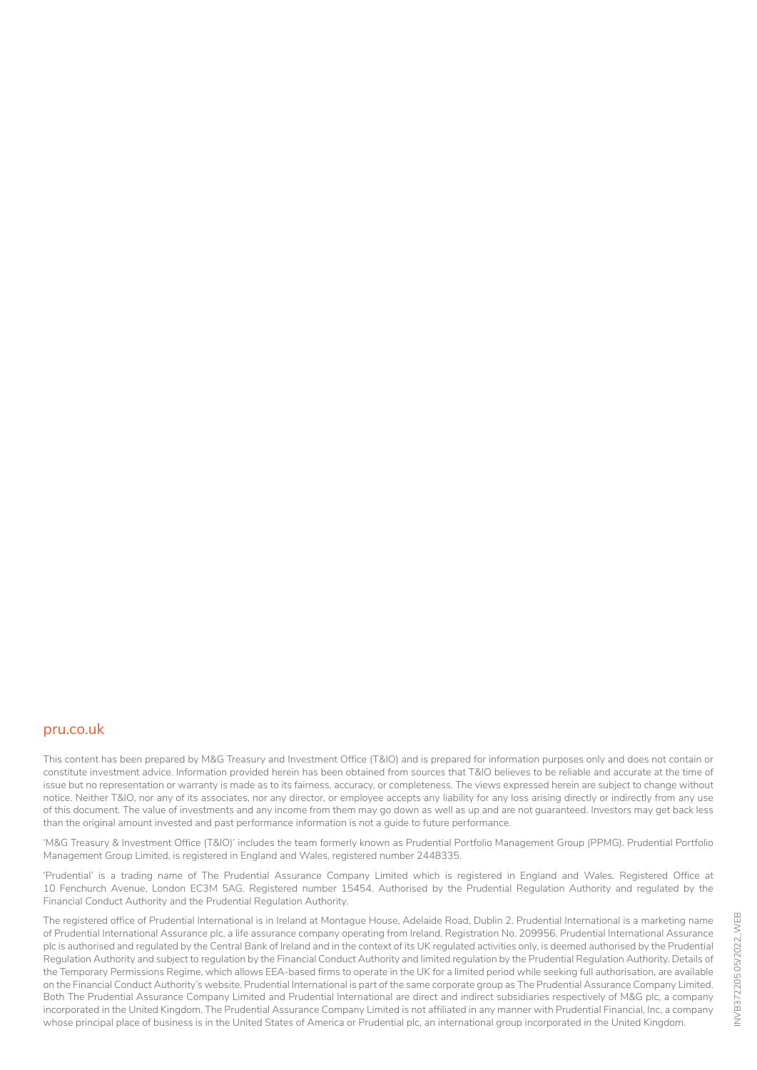pru.co.uk

This content has been prepared by M&G Treasury and Investment Office (T&IO) and is prepared for information purposes only and does not contain or constitute investment advice. Information provided herein has been obtained from sources that T&IO believes to be reliable and accurate at the time of issue but no representation or warranty is made as to its fairness, accuracy, or completeness. The views expressed herein are subject to change without notice. Neither T&IO, nor any of its associates, nor any director, or employee accepts any liability for any loss arising directly or indirectly from any use of this document. The value of investments and any income from them may go down as well as up and are not guaranteed. Investors may get back less than the original amount invested and past performance information is not a guide to future performance.

'M&G Treasury & Investment Office (T&IO)' includes the team formerly known as Prudential Portfolio Management Group (PPMG). Prudential Portfolio Management Group Limited, is registered in England and Wales, registered number 2448335.

'Prudential' is a trading name of The Prudential Assurance Company Limited which is registered in England and Wales. Registered Office at 10 Fenchurch Avenue, London EC3M 5AG. Registered number 15454. Authorised by the Prudential Regulation Authority and regulated by the Financial Conduct Authority and the Prudential Regulation Authority.

The registered office of Prudential International is in Ireland at Montague House, Adelaide Road, Dublin 2. Prudential International is a marketing name of Prudential International Assurance plc, a life assurance company operating from Ireland. Registration No. 209956. Prudential International Assurance plc is authorised and regulated by the Central Bank of Ireland and in the context of its UK regulated activities only, is deemed authorised by the Prudential Regulation Authority and subject to regulation by the Financial Conduct Authority and limited regulation by the Prudential Regulation Authority. Details of the Temporary Permissions Regime, which allows EEA-based firms to operate in the UK for a limited period while seeking full authorisation, are available on the Financial Conduct Authority's website. Prudential International is part of the same corporate group as The Prudential Assurance Company Limited. Both The Prudential Assurance Company Limited and Prudential International are direct and indirect subsidiaries respectively of M&G plc, a company incorporated in the United Kingdom. The Prudential Assurance Company Limited is not affiliated in any manner with Prudential Financial, Inc, a company whose principal place of business is in the United States of America or Prudential plc, an international group incorporated in the United Kingdom.

INVB372205 05/2022_WEB